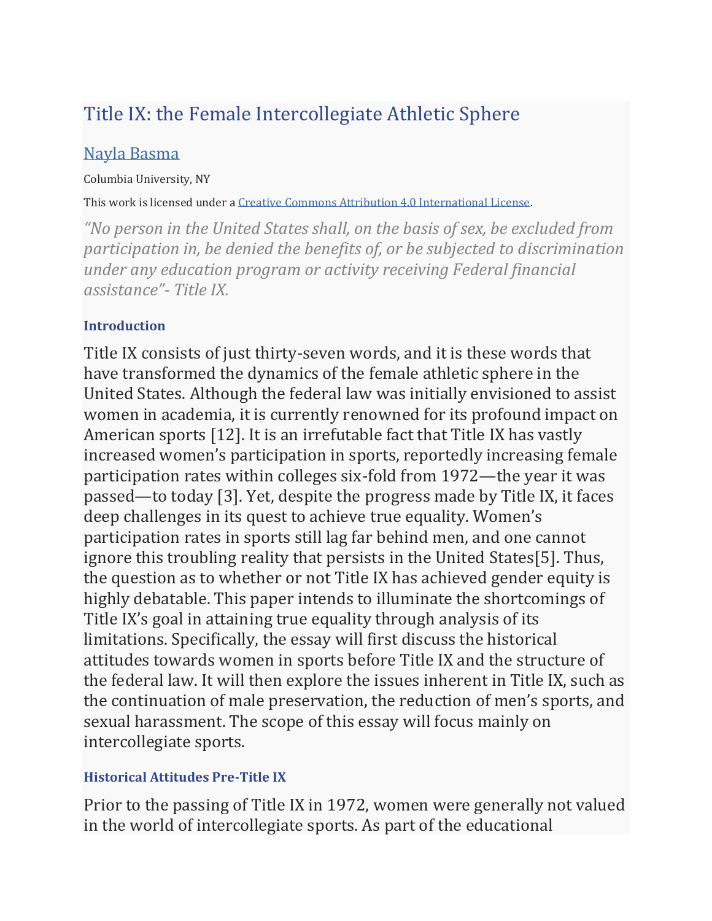# Title IX: the Female Intercollegiate Athletic Sphere

Nayla Basma

Columbia University, NY

This work is licensed under a Creative Commons Attribution 4.0 International License.

*"No person in the United States shall, on the basis of sex, be excluded from participation in, be denied the benefits of, or be subjected to discrimination under any education program or activity receiving Federal financial assistance"- Title IX.*

### Introduction

Title IX consists of just thirty-seven words, and it is these words that have transformed the dynamics of the female athletic sphere in the United States. Although the federal law was initially envisioned to assist women in academia, it is currently renowned for its profound impact on American sports [12]. It is an irrefutable fact that Title IX has vastly increased women's participation in sports, reportedly increasing female participation rates within colleges six-fold from 1972—the year it was passed—to today [3]. Yet, despite the progress made by Title IX, it faces deep challenges in its quest to achieve true equality. Women's participation rates in sports still lag far behind men, and one cannot ignore this troubling reality that persists in the United States[5]. Thus, the question as to whether or not Title IX has achieved gender equity is highly debatable. This paper intends to illuminate the shortcomings of Title IX's goal in attaining true equality through analysis of its limitations. Specifically, the essay will first discuss the historical attitudes towards women in sports before Title IX and the structure of the federal law. It will then explore the issues inherent in Title IX, such as the continuation of male preservation, the reduction of men's sports, and sexual harassment. The scope of this essay will focus mainly on intercollegiate sports.

### Historical Attitudes Pre-Title IX

Prior to the passing of Title IX in 1972, women were generally not valued in the world of intercollegiate sports. As part of the educational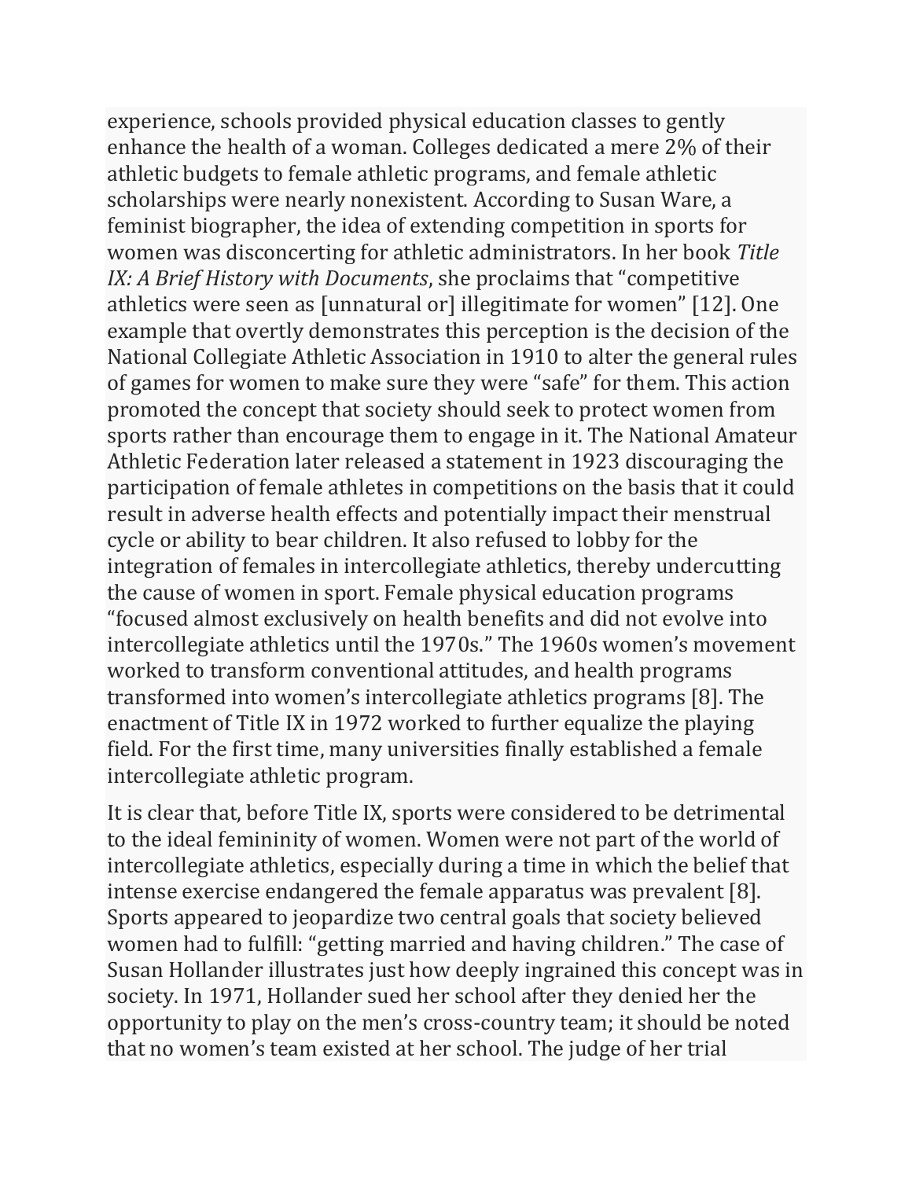experience, schools provided physical education classes to gently enhance the health of a woman. Colleges dedicated a mere 2% of their athletic budgets to female athletic programs, and female athletic scholarships were nearly nonexistent. According to Susan Ware, a feminist biographer, the idea of extending competition in sports for women was disconcerting for athletic administrators. In her book *Title IX: A Brief History with Documents*, she proclaims that "competitive athletics were seen as [unnatural or] illegitimate for women" [12]. One example that overtly demonstrates this perception is the decision of the National Collegiate Athletic Association in 1910 to alter the general rules of games for women to make sure they were "safe" for them. This action promoted the concept that society should seek to protect women from sports rather than encourage them to engage in it. The National Amateur Athletic Federation later released a statement in 1923 discouraging the participation of female athletes in competitions on the basis that it could result in adverse health effects and potentially impact their menstrual cycle or ability to bear children. It also refused to lobby for the integration of females in intercollegiate athletics, thereby undercutting the cause of women in sport. Female physical education programs "focused almost exclusively on health benefits and did not evolve into intercollegiate athletics until the 1970s." The 1960s women's movement worked to transform conventional attitudes, and health programs transformed into women's intercollegiate athletics programs [8]. The enactment of Title IX in 1972 worked to further equalize the playing field. For the first time, many universities finally established a female intercollegiate athletic program.

It is clear that, before Title IX, sports were considered to be detrimental to the ideal femininity of women. Women were not part of the world of intercollegiate athletics, especially during a time in which the belief that intense exercise endangered the female apparatus was prevalent [8]. Sports appeared to jeopardize two central goals that society believed women had to fulfill: "getting married and having children." The case of Susan Hollander illustrates just how deeply ingrained this concept was in society. In 1971, Hollander sued her school after they denied her the opportunity to play on the men's cross-country team; it should be noted that no women's team existed at her school. The judge of her trial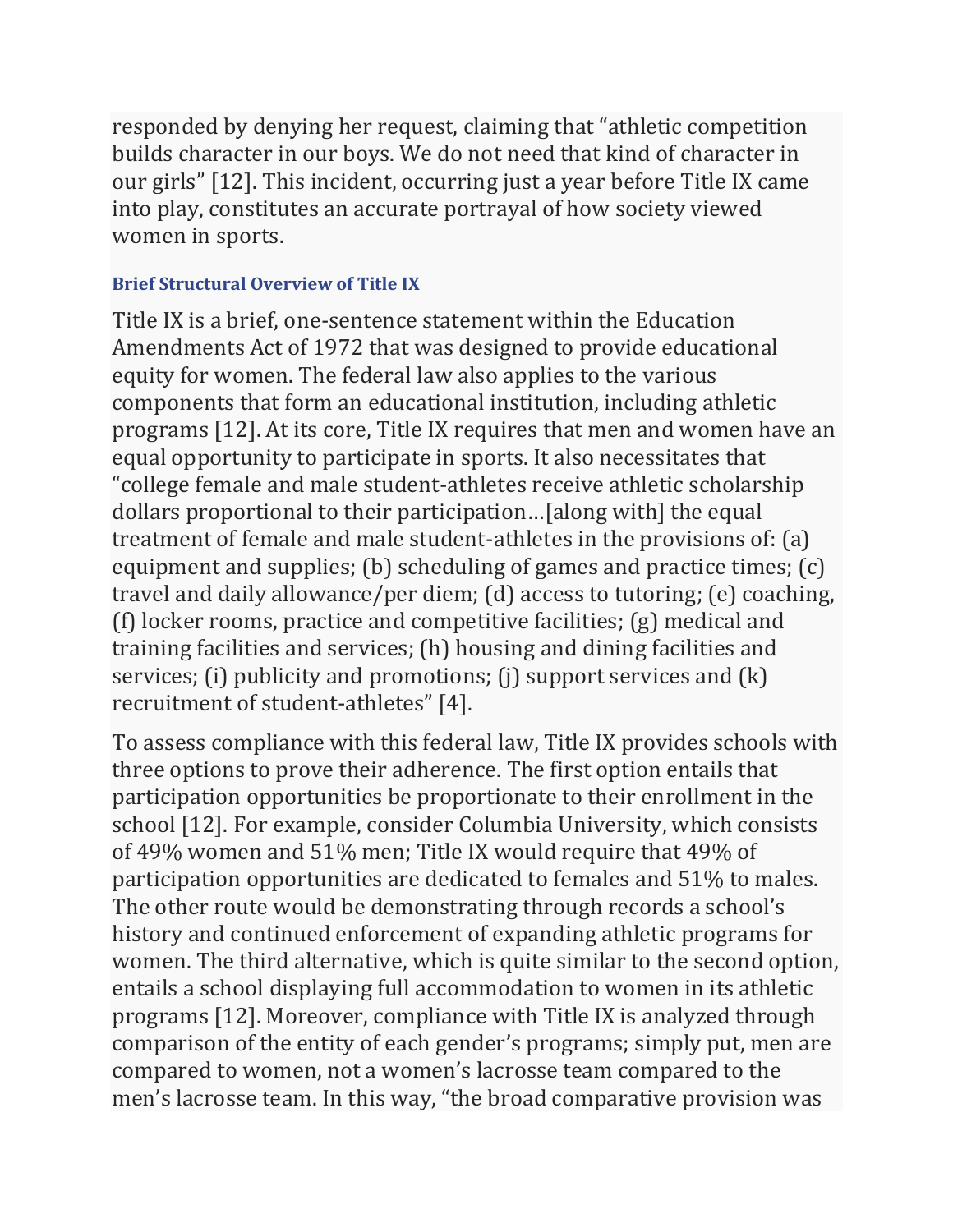responded by denying her request, claiming that "athletic competition builds character in our boys. We do not need that kind of character in our girls" [12]. This incident, occurring just a year before Title IX came into play, constitutes an accurate portrayal of how society viewed women in sports.

### Brief Structural Overview of Title IX

Title IX is a brief, one-sentence statement within the Education Amendments Act of 1972 that was designed to provide educational equity for women. The federal law also applies to the various components that form an educational institution, including athletic programs [12]. At its core, Title IX requires that men and women have an equal opportunity to participate in sports. It also necessitates that "college female and male student-athletes receive athletic scholarship dollars proportional to their participation…[along with] the equal treatment of female and male student-athletes in the provisions of: (a) equipment and supplies; (b) scheduling of games and practice times; (c) travel and daily allowance/per diem; (d) access to tutoring; (e) coaching, (f) locker rooms, practice and competitive facilities; (g) medical and training facilities and services; (h) housing and dining facilities and services; (i) publicity and promotions; (j) support services and (k) recruitment of student-athletes" [4].

To assess compliance with this federal law, Title IX provides schools with three options to prove their adherence. The first option entails that participation opportunities be proportionate to their enrollment in the school [12]. For example, consider Columbia University, which consists of 49% women and 51% men; Title IX would require that 49% of participation opportunities are dedicated to females and 51% to males. The other route would be demonstrating through records a school's history and continued enforcement of expanding athletic programs for women. The third alternative, which is quite similar to the second option, entails a school displaying full accommodation to women in its athletic programs [12]. Moreover, compliance with Title IX is analyzed through comparison of the entity of each gender's programs; simply put, men are compared to women, not a women's lacrosse team compared to the men's lacrosse team. In this way, "the broad comparative provision was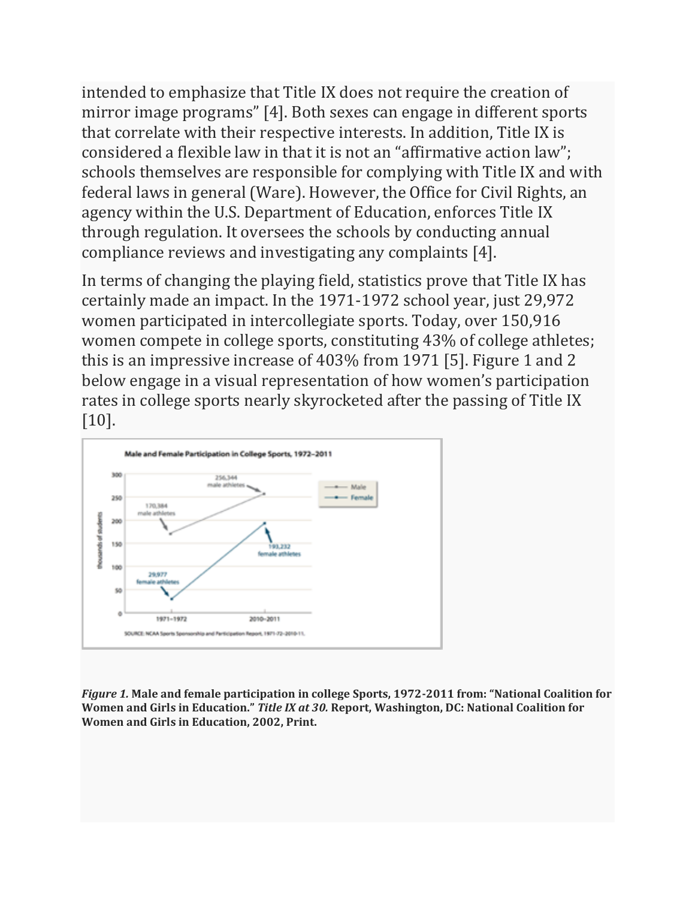intended to emphasize that Title IX does not require the creation of mirror image programs" [4]. Both sexes can engage in different sports that correlate with their respective interests. In addition, Title IX is considered a flexible law in that it is not an "affirmative action law"; schools themselves are responsible for complying with Title IX and with federal laws in general (Ware). However, the Office for Civil Rights, an agency within the U.S. Department of Education, enforces Title IX through regulation. It oversees the schools by conducting annual compliance reviews and investigating any complaints [4].

In terms of changing the playing field, statistics prove that Title IX has certainly made an impact. In the 1971-1972 school year, just 29,972 women participated in intercollegiate sports. Today, over 150,916 women compete in college sports, constituting 43% of college athletes; this is an impressive increase of 403% from 1971 [5]. Figure 1 and 2 below engage in a visual representation of how women's participation rates in college sports nearly skyrocketed after the passing of Title IX [10].

***Figure 1.*** **Male and female participation in college Sports, 1972-2011 from: "National Coalition for Women and Girls in Education."** ***Title IX at 30.*** **Report, Washington, DC: National Coalition for Women and Girls in Education, 2002, Print.**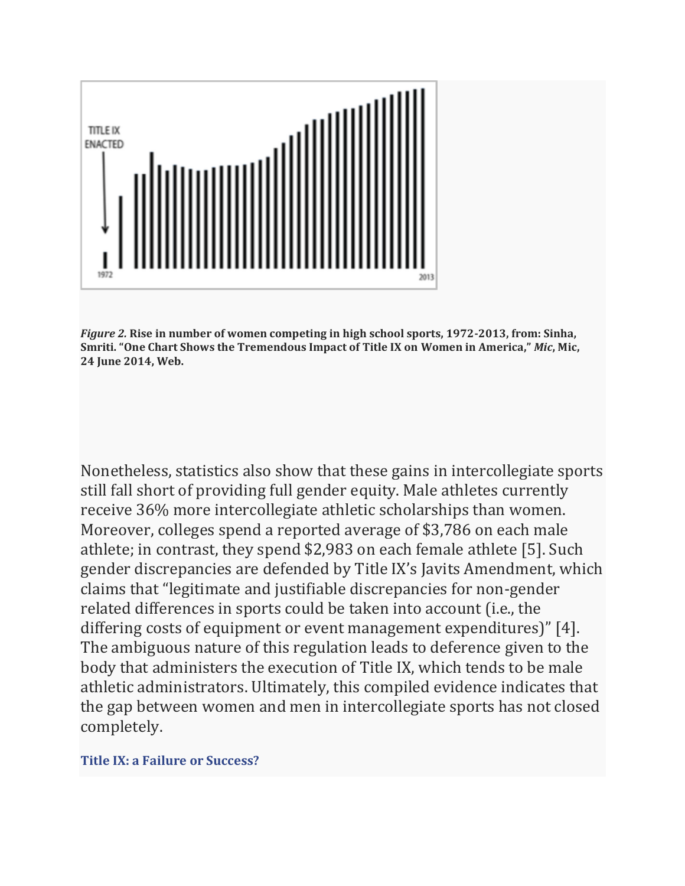*Figure 2.* **Rise in number of women competing in high school sports, 1972-2013, from: Sinha, Smriti. "One Chart Shows the Tremendous Impact of Title IX on Women in America,"** ***Mic*****, Mic, 24 June 2014, Web.**

Nonetheless, statistics also show that these gains in intercollegiate sports still fall short of providing full gender equity. Male athletes currently receive 36% more intercollegiate athletic scholarships than women. Moreover, colleges spend a reported average of $3,786 on each male athlete; in contrast, they spend $2,983 on each female athlete [5]. Such gender discrepancies are defended by Title IX's Javits Amendment, which claims that "legitimate and justifiable discrepancies for non-gender related differences in sports could be taken into account (i.e., the differing costs of equipment or event management expenditures)" [4]. The ambiguous nature of this regulation leads to deference given to the body that administers the execution of Title IX, which tends to be male athletic administrators. Ultimately, this compiled evidence indicates that the gap between women and men in intercollegiate sports has not closed completely.

### Title IX: a Failure or Success?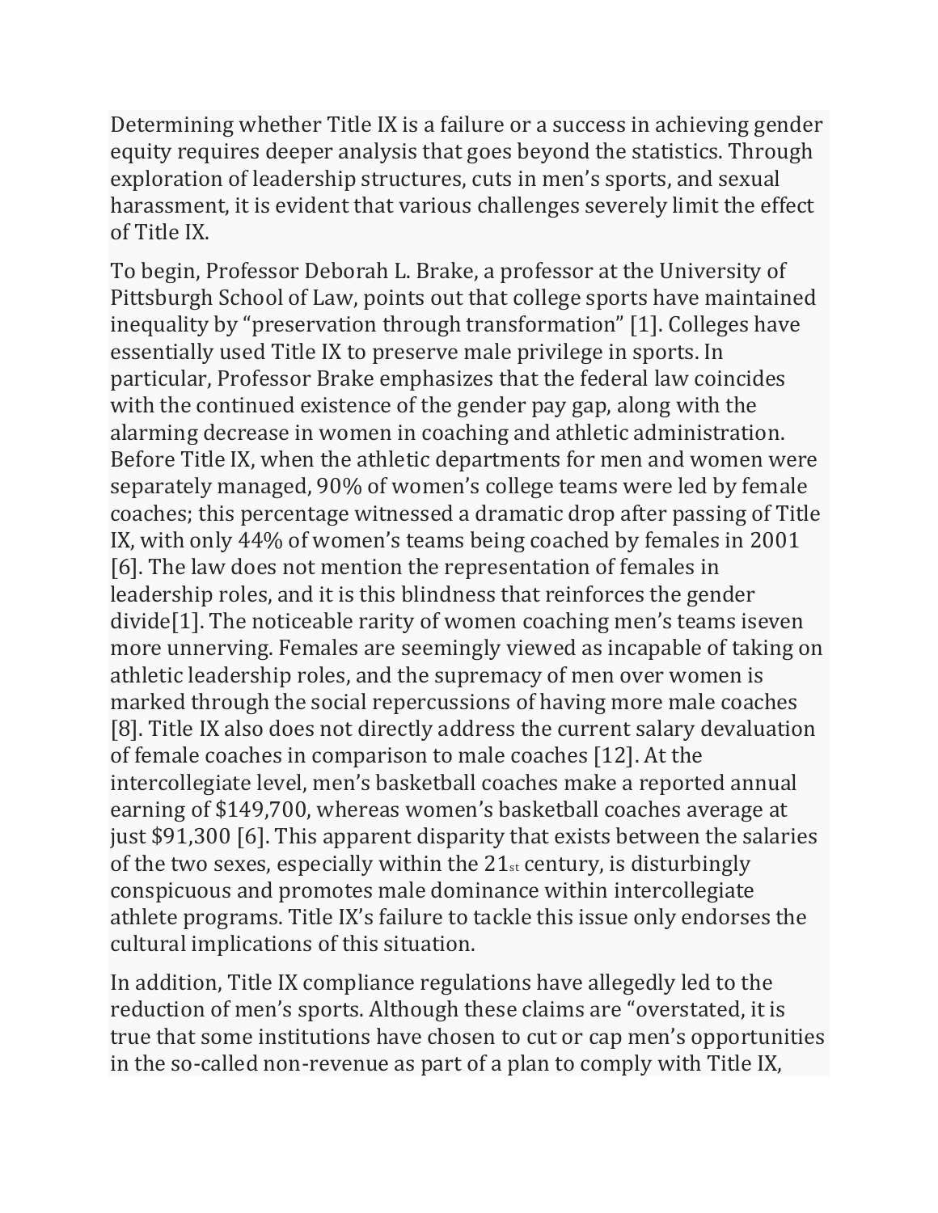Determining whether Title IX is a failure or a success in achieving gender equity requires deeper analysis that goes beyond the statistics. Through exploration of leadership structures, cuts in men's sports, and sexual harassment, it is evident that various challenges severely limit the effect of Title IX.

To begin, Professor Deborah L. Brake, a professor at the University of Pittsburgh School of Law, points out that college sports have maintained inequality by "preservation through transformation" [1]. Colleges have essentially used Title IX to preserve male privilege in sports. In particular, Professor Brake emphasizes that the federal law coincides with the continued existence of the gender pay gap, along with the alarming decrease in women in coaching and athletic administration. Before Title IX, when the athletic departments for men and women were separately managed, 90% of women's college teams were led by female coaches; this percentage witnessed a dramatic drop after passing of Title IX, with only 44% of women's teams being coached by females in 2001 [6]. The law does not mention the representation of females in leadership roles, and it is this blindness that reinforces the gender divide[1]. The noticeable rarity of women coaching men's teams iseven more unnerving. Females are seemingly viewed as incapable of taking on athletic leadership roles, and the supremacy of men over women is marked through the social repercussions of having more male coaches [8]. Title IX also does not directly address the current salary devaluation of female coaches in comparison to male coaches [12]. At the intercollegiate level, men's basketball coaches make a reported annual earning of $149,700, whereas women's basketball coaches average at just $91,300 [6]. This apparent disparity that exists between the salaries of the two sexes, especially within the 21st century, is disturbingly conspicuous and promotes male dominance within intercollegiate athlete programs. Title IX's failure to tackle this issue only endorses the cultural implications of this situation.

In addition, Title IX compliance regulations have allegedly led to the reduction of men's sports. Although these claims are "overstated, it is true that some institutions have chosen to cut or cap men's opportunities in the so-called non-revenue as part of a plan to comply with Title IX,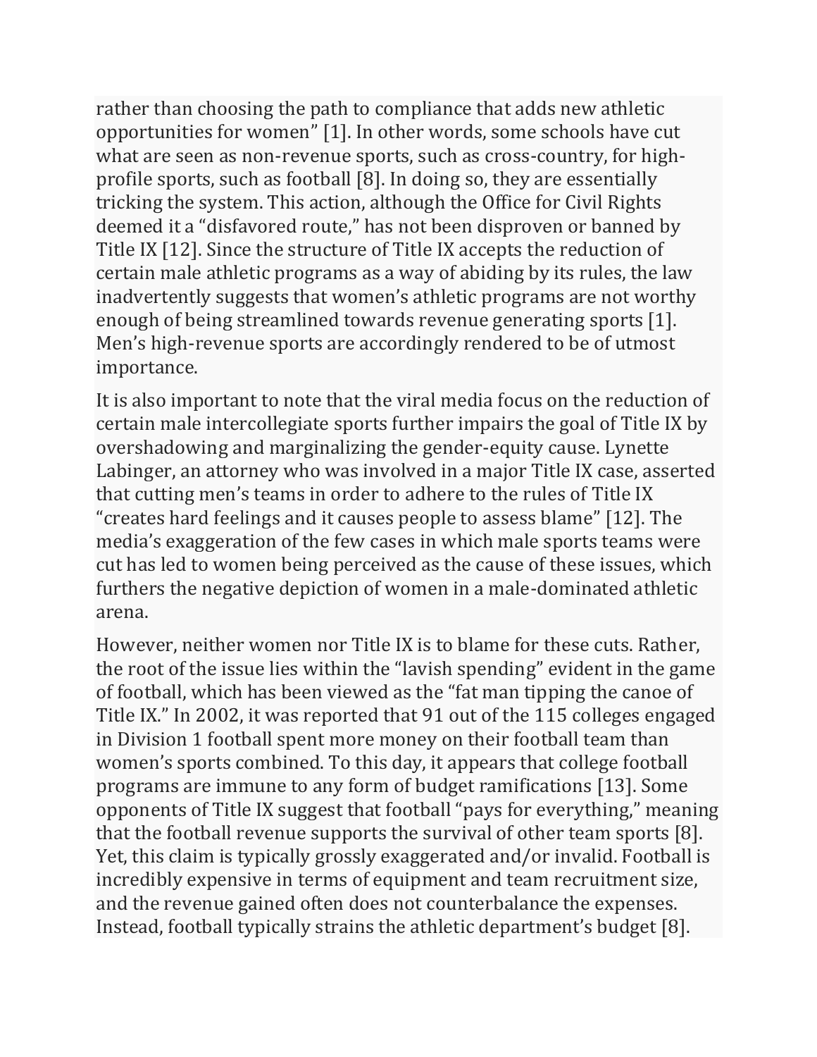rather than choosing the path to compliance that adds new athletic opportunities for women" [1]. In other words, some schools have cut what are seen as non-revenue sports, such as cross-country, for high-profile sports, such as football [8]. In doing so, they are essentially tricking the system. This action, although the Office for Civil Rights deemed it a "disfavored route," has not been disproven or banned by Title IX [12]. Since the structure of Title IX accepts the reduction of certain male athletic programs as a way of abiding by its rules, the law inadvertently suggests that women's athletic programs are not worthy enough of being streamlined towards revenue generating sports [1]. Men's high-revenue sports are accordingly rendered to be of utmost importance.

It is also important to note that the viral media focus on the reduction of certain male intercollegiate sports further impairs the goal of Title IX by overshadowing and marginalizing the gender-equity cause. Lynette Labinger, an attorney who was involved in a major Title IX case, asserted that cutting men's teams in order to adhere to the rules of Title IX "creates hard feelings and it causes people to assess blame" [12]. The media's exaggeration of the few cases in which male sports teams were cut has led to women being perceived as the cause of these issues, which furthers the negative depiction of women in a male-dominated athletic arena.

However, neither women nor Title IX is to blame for these cuts. Rather, the root of the issue lies within the "lavish spending" evident in the game of football, which has been viewed as the "fat man tipping the canoe of Title IX." In 2002, it was reported that 91 out of the 115 colleges engaged in Division 1 football spent more money on their football team than women's sports combined. To this day, it appears that college football programs are immune to any form of budget ramifications [13]. Some opponents of Title IX suggest that football "pays for everything," meaning that the football revenue supports the survival of other team sports [8]. Yet, this claim is typically grossly exaggerated and/or invalid. Football is incredibly expensive in terms of equipment and team recruitment size, and the revenue gained often does not counterbalance the expenses. Instead, football typically strains the athletic department's budget [8].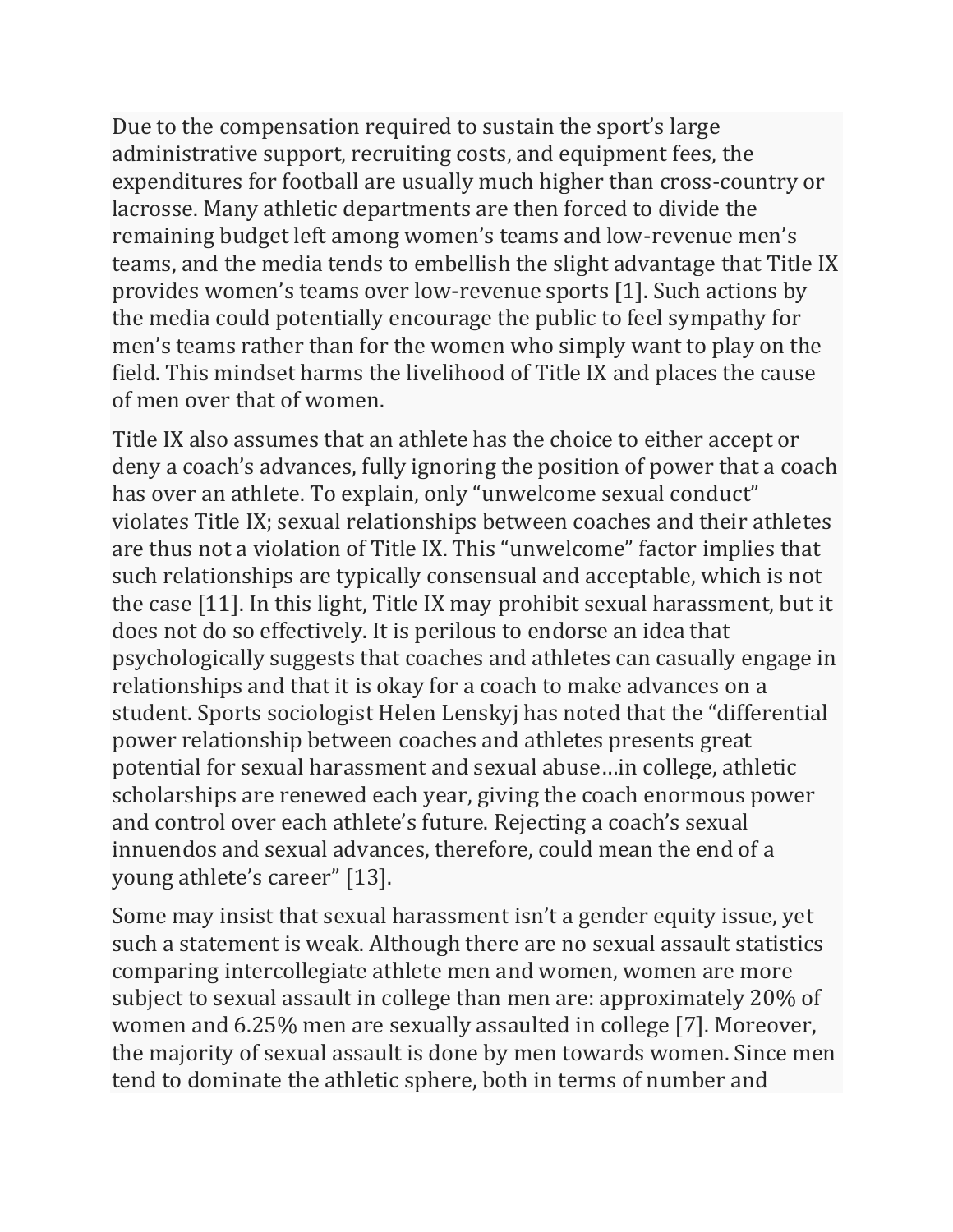Due to the compensation required to sustain the sport's large administrative support, recruiting costs, and equipment fees, the expenditures for football are usually much higher than cross-country or lacrosse. Many athletic departments are then forced to divide the remaining budget left among women's teams and low-revenue men's teams, and the media tends to embellish the slight advantage that Title IX provides women's teams over low-revenue sports [1]. Such actions by the media could potentially encourage the public to feel sympathy for men's teams rather than for the women who simply want to play on the field. This mindset harms the livelihood of Title IX and places the cause of men over that of women.

Title IX also assumes that an athlete has the choice to either accept or deny a coach's advances, fully ignoring the position of power that a coach has over an athlete. To explain, only "unwelcome sexual conduct" violates Title IX; sexual relationships between coaches and their athletes are thus not a violation of Title IX. This "unwelcome" factor implies that such relationships are typically consensual and acceptable, which is not the case [11]. In this light, Title IX may prohibit sexual harassment, but it does not do so effectively. It is perilous to endorse an idea that psychologically suggests that coaches and athletes can casually engage in relationships and that it is okay for a coach to make advances on a student. Sports sociologist Helen Lenskyj has noted that the "differential power relationship between coaches and athletes presents great potential for sexual harassment and sexual abuse…in college, athletic scholarships are renewed each year, giving the coach enormous power and control over each athlete's future. Rejecting a coach's sexual innuendos and sexual advances, therefore, could mean the end of a young athlete's career" [13].

Some may insist that sexual harassment isn't a gender equity issue, yet such a statement is weak. Although there are no sexual assault statistics comparing intercollegiate athlete men and women, women are more subject to sexual assault in college than men are: approximately 20% of women and 6.25% men are sexually assaulted in college [7]. Moreover, the majority of sexual assault is done by men towards women. Since men tend to dominate the athletic sphere, both in terms of number and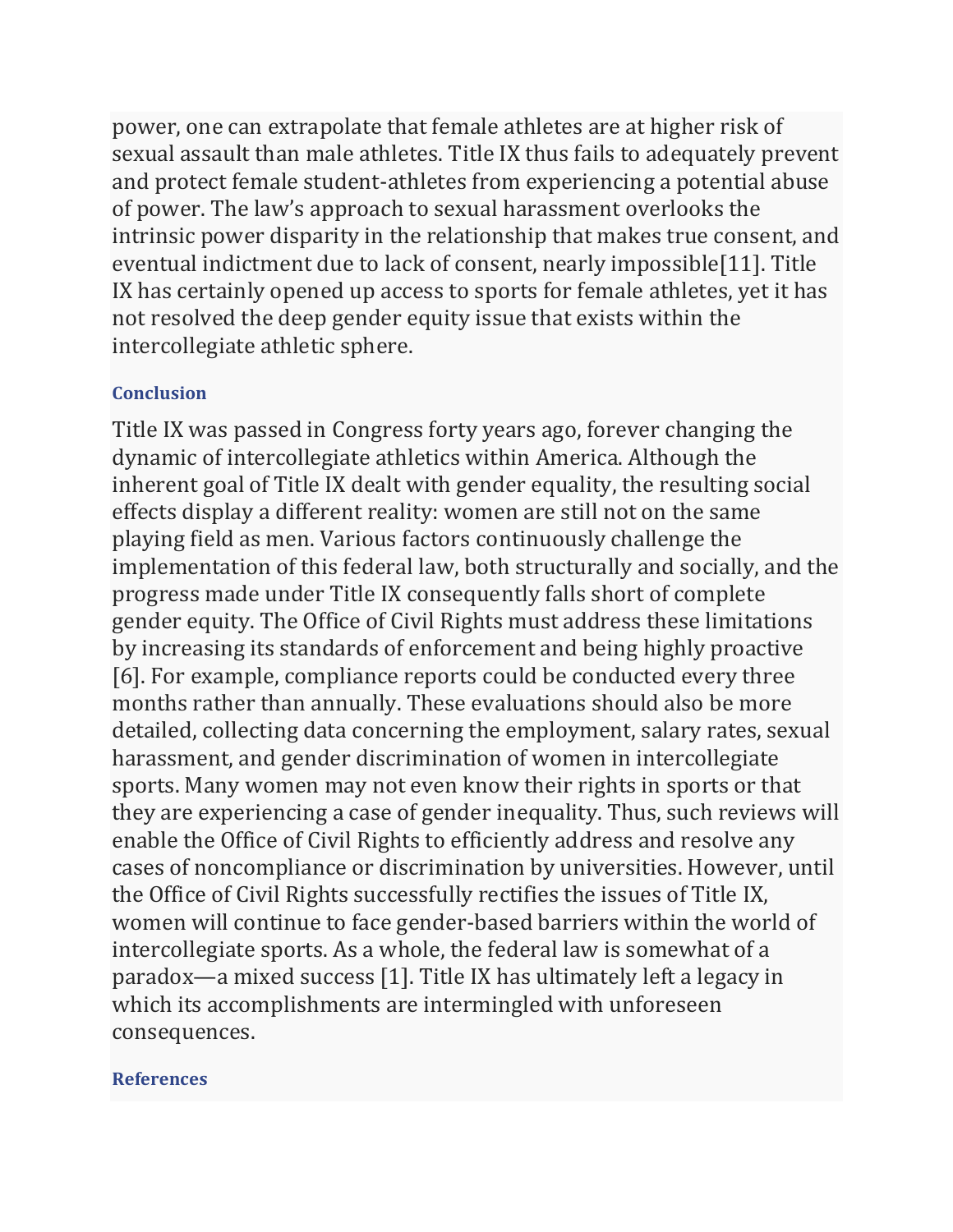power, one can extrapolate that female athletes are at higher risk of sexual assault than male athletes. Title IX thus fails to adequately prevent and protect female student-athletes from experiencing a potential abuse of power. The law's approach to sexual harassment overlooks the intrinsic power disparity in the relationship that makes true consent, and eventual indictment due to lack of consent, nearly impossible[11]. Title IX has certainly opened up access to sports for female athletes, yet it has not resolved the deep gender equity issue that exists within the intercollegiate athletic sphere.

### Conclusion

Title IX was passed in Congress forty years ago, forever changing the dynamic of intercollegiate athletics within America. Although the inherent goal of Title IX dealt with gender equality, the resulting social effects display a different reality: women are still not on the same playing field as men. Various factors continuously challenge the implementation of this federal law, both structurally and socially, and the progress made under Title IX consequently falls short of complete gender equity. The Office of Civil Rights must address these limitations by increasing its standards of enforcement and being highly proactive [6]. For example, compliance reports could be conducted every three months rather than annually. These evaluations should also be more detailed, collecting data concerning the employment, salary rates, sexual harassment, and gender discrimination of women in intercollegiate sports. Many women may not even know their rights in sports or that they are experiencing a case of gender inequality. Thus, such reviews will enable the Office of Civil Rights to efficiently address and resolve any cases of noncompliance or discrimination by universities. However, until the Office of Civil Rights successfully rectifies the issues of Title IX, women will continue to face gender-based barriers within the world of intercollegiate sports. As a whole, the federal law is somewhat of a paradox—a mixed success [1]. Title IX has ultimately left a legacy in which its accomplishments are intermingled with unforeseen consequences.

### References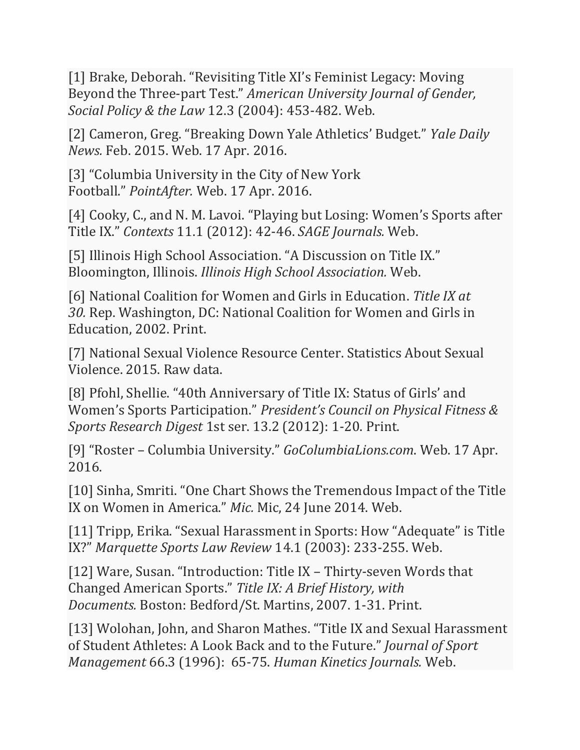[1] Brake, Deborah. “Revisiting Title XI’s Feminist Legacy: Moving Beyond the Three-part Test.” *American University Journal of Gender, Social Policy & the Law* 12.3 (2004): 453-482. Web.

[2] Cameron, Greg. “Breaking Down Yale Athletics’ Budget.” *Yale Daily News.* Feb. 2015. Web. 17 Apr. 2016.

[3] “Columbia University in the City of New York Football.” *PointAfter.* Web. 17 Apr. 2016.

[4] Cooky, C., and N. M. Lavoi. “Playing but Losing: Women’s Sports after Title IX.” *Contexts* 11.1 (2012): 42-46. *SAGE Journals.* Web.

[5] Illinois High School Association. “A Discussion on Title IX.” Bloomington, Illinois. *Illinois High School Association.* Web.

[6] National Coalition for Women and Girls in Education. *Title IX at 30.* Rep. Washington, DC: National Coalition for Women and Girls in Education, 2002. Print.

[7] National Sexual Violence Resource Center. Statistics About Sexual Violence. 2015. Raw data.

[8] Pfohl, Shellie. “40th Anniversary of Title IX: Status of Girls’ and Women’s Sports Participation.” *President’s Council on Physical Fitness & Sports Research Digest* 1st ser. 13.2 (2012): 1-20. Print.

[9] “Roster – Columbia University.” *GoColumbiaLions.com*. Web. 17 Apr. 2016.

[10] Sinha, Smriti. “One Chart Shows the Tremendous Impact of the Title IX on Women in America.” *Mic.* Mic, 24 June 2014. Web.

[11] Tripp, Erika. “Sexual Harassment in Sports: How “Adequate” is Title IX?” *Marquette Sports Law Review* 14.1 (2003): 233-255. Web.

[12] Ware, Susan. “Introduction: Title IX – Thirty-seven Words that Changed American Sports.” *Title IX: A Brief History, with Documents.* Boston: Bedford/St. Martins, 2007. 1-31. Print.

[13] Wolohan, John, and Sharon Mathes. “Title IX and Sexual Harassment of Student Athletes: A Look Back and to the Future.” *Journal of Sport Management* 66.3 (1996): 65-75. *Human Kinetics Journals.* Web.